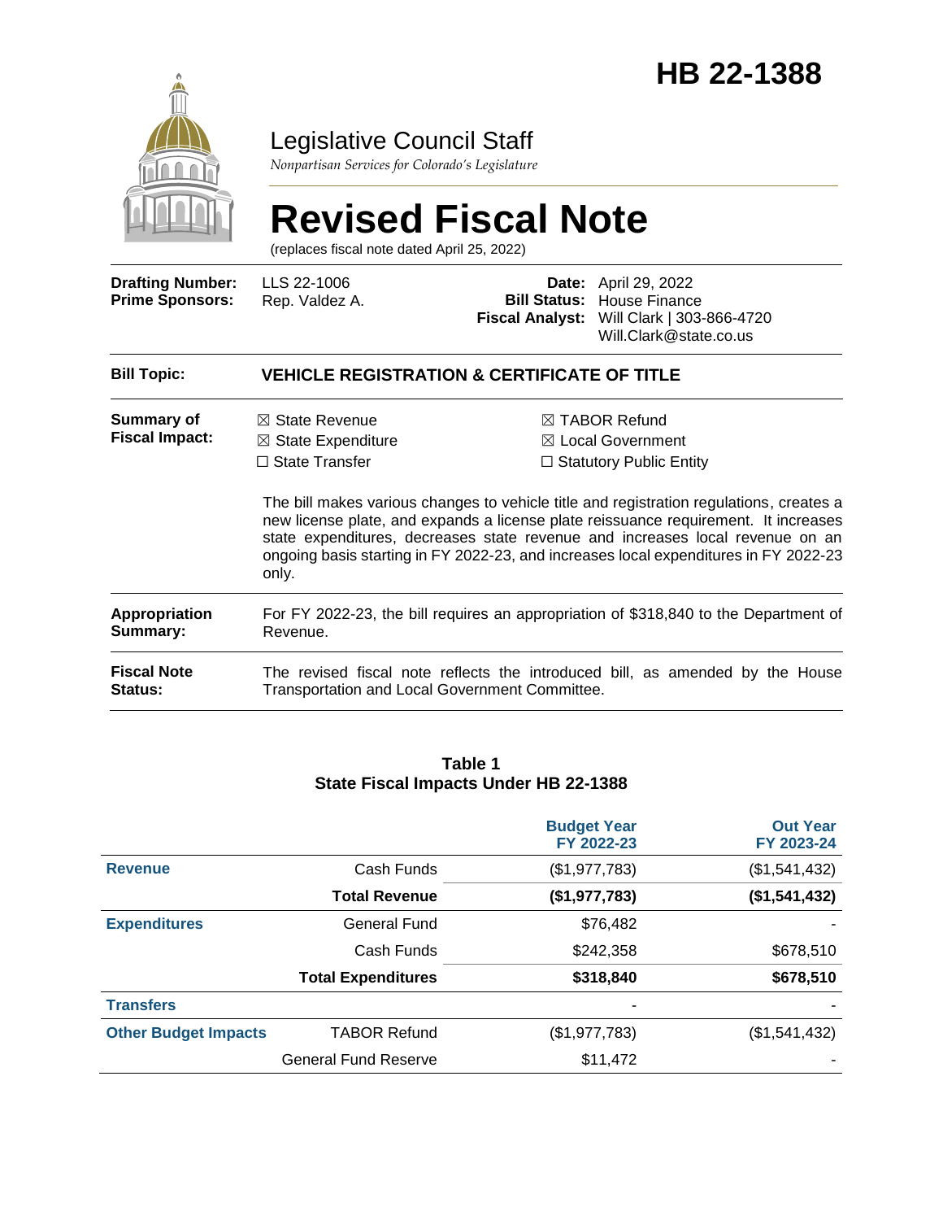# HB 22-1388

## Legislative Council Staff

*Nonpartisan Services for Colorado's Legislature*

# Revised Fiscal Note

(replaces fiscal note dated April 25, 2022)

| | | | |
|---|---|---|---|
| **Drafting Number:** | LLS 22-1006 | **Date:** | April 29, 2022 |
| **Prime Sponsors:** | Rep. Valdez A. | **Bill Status:** | House Finance |
| | | **Fiscal Analyst:** | Will Clark \| 303-866-4720<br>Will.Clark@state.co.us |

| | |
|---|---|
| **Bill Topic:** | **VEHICLE REGISTRATION & CERTIFICATE OF TITLE** |
| **Summary of Fiscal Impact:** | ☒ State Revenue ☒ State Expenditure ☐ State Transfer ☒ TABOR Refund ☒ Local Government ☐ Statutory Public Entity<br><br>The bill makes various changes to vehicle title and registration regulations, creates a new license plate, and expands a license plate reissuance requirement. It increases state expenditures, decreases state revenue and increases local revenue on an ongoing basis starting in FY 2022-23, and increases local expenditures in FY 2022-23 only. |
| **Appropriation Summary:** | For FY 2022-23, the bill requires an appropriation of $318,840 to the Department of Revenue. |
| **Fiscal Note Status:** | The revised fiscal note reflects the introduced bill, as amended by the House Transportation and Local Government Committee. |

**Table 1**
**State Fiscal Impacts Under HB 22-1388**

| | | Budget Year FY 2022-23 | Out Year FY 2023-24 |
|---|---|---|---|
| **Revenue** | Cash Funds | ($1,977,783) | ($1,541,432) |
| | **Total Revenue** | **($1,977,783)** | **($1,541,432)** |
| **Expenditures** | General Fund | $76,482 | - |
| | Cash Funds | $242,358 | $678,510 |
| | **Total Expenditures** | **$318,840** | **$678,510** |
| **Transfers** | | - | - |
| **Other Budget Impacts** | TABOR Refund | ($1,977,783) | ($1,541,432) |
| | General Fund Reserve | $11,472 | - |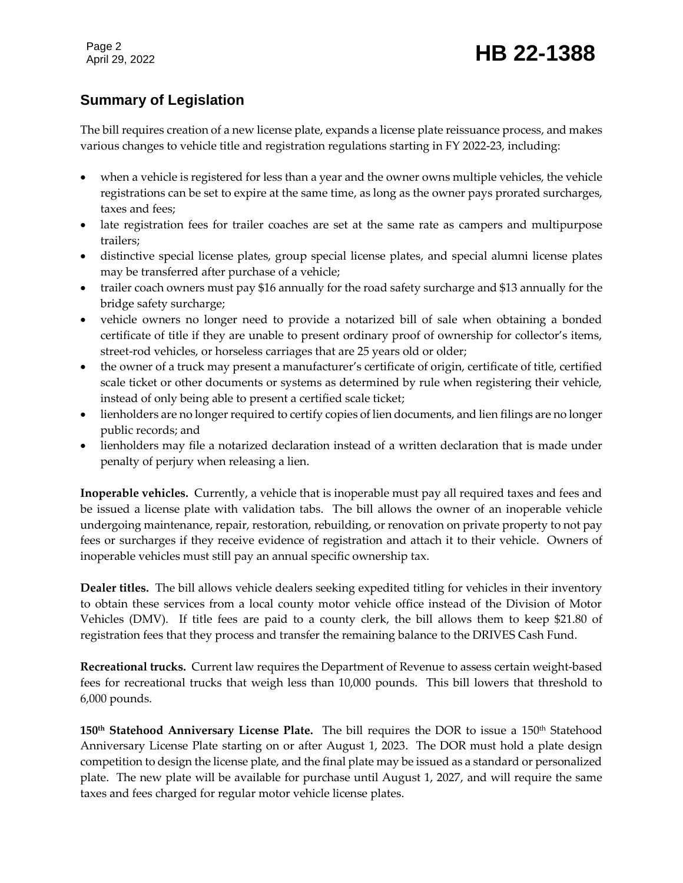## Summary of Legislation

The bill requires creation of a new license plate, expands a license plate reissuance process, and makes various changes to vehicle title and registration regulations starting in FY 2022-23, including:

- when a vehicle is registered for less than a year and the owner owns multiple vehicles, the vehicle registrations can be set to expire at the same time, as long as the owner pays prorated surcharges, taxes and fees;
- late registration fees for trailer coaches are set at the same rate as campers and multipurpose trailers;
- distinctive special license plates, group special license plates, and special alumni license plates may be transferred after purchase of a vehicle;
- trailer coach owners must pay $16 annually for the road safety surcharge and $13 annually for the bridge safety surcharge;
- vehicle owners no longer need to provide a notarized bill of sale when obtaining a bonded certificate of title if they are unable to present ordinary proof of ownership for collector's items, street-rod vehicles, or horseless carriages that are 25 years old or older;
- the owner of a truck may present a manufacturer's certificate of origin, certificate of title, certified scale ticket or other documents or systems as determined by rule when registering their vehicle, instead of only being able to present a certified scale ticket;
- lienholders are no longer required to certify copies of lien documents, and lien filings are no longer public records; and
- lienholders may file a notarized declaration instead of a written declaration that is made under penalty of perjury when releasing a lien.

**Inoperable vehicles.** Currently, a vehicle that is inoperable must pay all required taxes and fees and be issued a license plate with validation tabs. The bill allows the owner of an inoperable vehicle undergoing maintenance, repair, restoration, rebuilding, or renovation on private property to not pay fees or surcharges if they receive evidence of registration and attach it to their vehicle. Owners of inoperable vehicles must still pay an annual specific ownership tax.

**Dealer titles.** The bill allows vehicle dealers seeking expedited titling for vehicles in their inventory to obtain these services from a local county motor vehicle office instead of the Division of Motor Vehicles (DMV). If title fees are paid to a county clerk, the bill allows them to keep $21.80 of registration fees that they process and transfer the remaining balance to the DRIVES Cash Fund.

**Recreational trucks.** Current law requires the Department of Revenue to assess certain weight-based fees for recreational trucks that weigh less than 10,000 pounds. This bill lowers that threshold to 6,000 pounds.

**150th Statehood Anniversary License Plate.** The bill requires the DOR to issue a 150th Statehood Anniversary License Plate starting on or after August 1, 2023. The DOR must hold a plate design competition to design the license plate, and the final plate may be issued as a standard or personalized plate. The new plate will be available for purchase until August 1, 2027, and will require the same taxes and fees charged for regular motor vehicle license plates.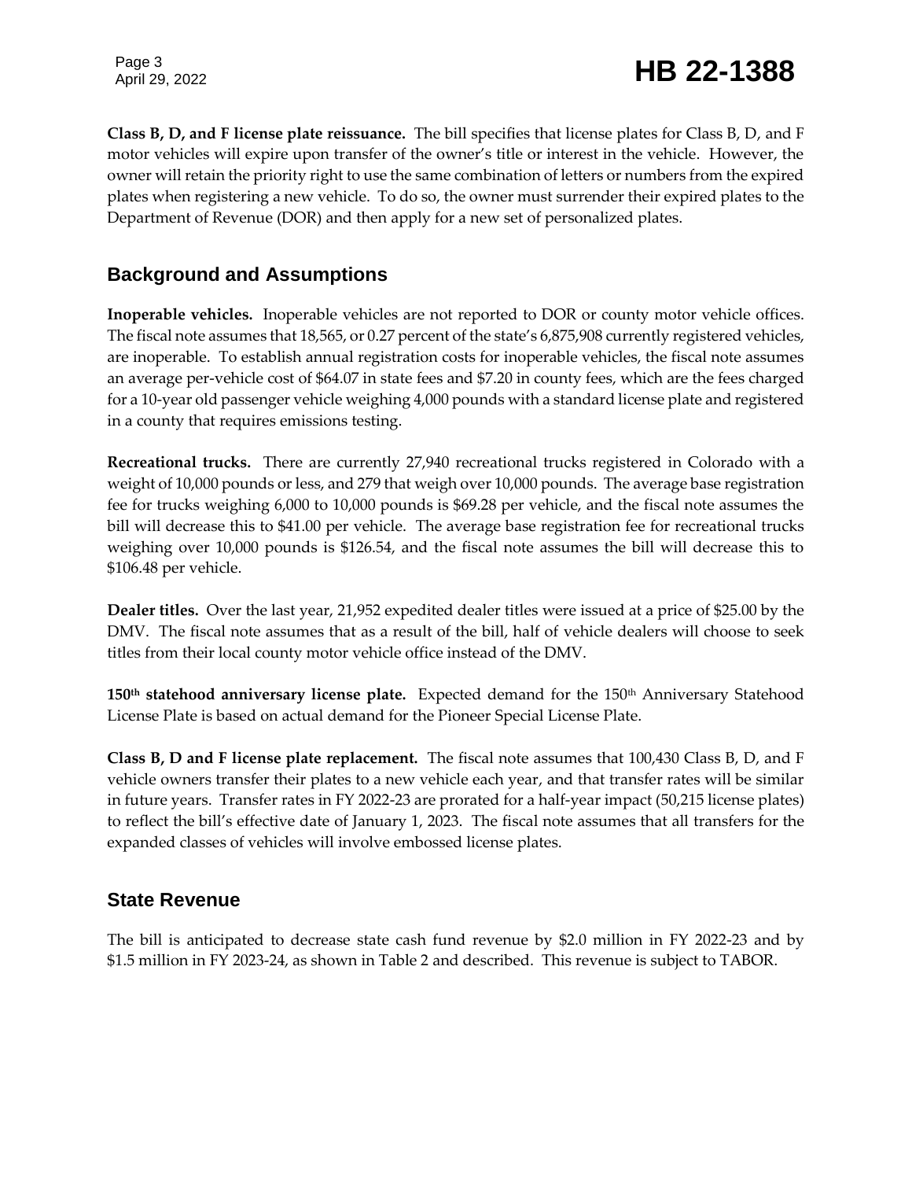**Class B, D, and F license plate reissuance.** The bill specifies that license plates for Class B, D, and F motor vehicles will expire upon transfer of the owner's title or interest in the vehicle. However, the owner will retain the priority right to use the same combination of letters or numbers from the expired plates when registering a new vehicle. To do so, the owner must surrender their expired plates to the Department of Revenue (DOR) and then apply for a new set of personalized plates.

## Background and Assumptions

**Inoperable vehicles.** Inoperable vehicles are not reported to DOR or county motor vehicle offices. The fiscal note assumes that 18,565, or 0.27 percent of the state's 6,875,908 currently registered vehicles, are inoperable. To establish annual registration costs for inoperable vehicles, the fiscal note assumes an average per-vehicle cost of $64.07 in state fees and $7.20 in county fees, which are the fees charged for a 10-year old passenger vehicle weighing 4,000 pounds with a standard license plate and registered in a county that requires emissions testing.

**Recreational trucks.** There are currently 27,940 recreational trucks registered in Colorado with a weight of 10,000 pounds or less, and 279 that weigh over 10,000 pounds. The average base registration fee for trucks weighing 6,000 to 10,000 pounds is $69.28 per vehicle, and the fiscal note assumes the bill will decrease this to $41.00 per vehicle. The average base registration fee for recreational trucks weighing over 10,000 pounds is $126.54, and the fiscal note assumes the bill will decrease this to $106.48 per vehicle.

**Dealer titles.** Over the last year, 21,952 expedited dealer titles were issued at a price of $25.00 by the DMV. The fiscal note assumes that as a result of the bill, half of vehicle dealers will choose to seek titles from their local county motor vehicle office instead of the DMV.

**150th statehood anniversary license plate.** Expected demand for the 150th Anniversary Statehood License Plate is based on actual demand for the Pioneer Special License Plate.

**Class B, D and F license plate replacement.** The fiscal note assumes that 100,430 Class B, D, and F vehicle owners transfer their plates to a new vehicle each year, and that transfer rates will be similar in future years. Transfer rates in FY 2022-23 are prorated for a half-year impact (50,215 license plates) to reflect the bill's effective date of January 1, 2023. The fiscal note assumes that all transfers for the expanded classes of vehicles will involve embossed license plates.

## State Revenue

The bill is anticipated to decrease state cash fund revenue by $2.0 million in FY 2022-23 and by $1.5 million in FY 2023-24, as shown in Table 2 and described. This revenue is subject to TABOR.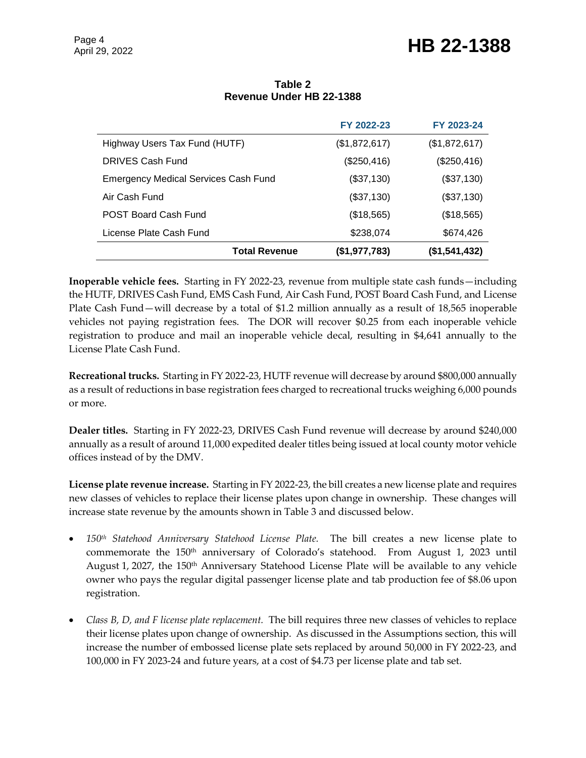**Table 2**
**Revenue Under HB 22-1388**

| | FY 2022-23 | FY 2023-24 |
|---|---|---|
| Highway Users Tax Fund (HUTF) | ($1,872,617) | ($1,872,617) |
| DRIVES Cash Fund | ($250,416) | ($250,416) |
| Emergency Medical Services Cash Fund | ($37,130) | ($37,130) |
| Air Cash Fund | ($37,130) | ($37,130) |
| POST Board Cash Fund | ($18,565) | ($18,565) |
| License Plate Cash Fund | $238,074 | $674,426 |
| **Total Revenue** | **($1,977,783)** | **($1,541,432)** |

**Inoperable vehicle fees.** Starting in FY 2022-23, revenue from multiple state cash funds—including the HUTF, DRIVES Cash Fund, EMS Cash Fund, Air Cash Fund, POST Board Cash Fund, and License Plate Cash Fund—will decrease by a total of $1.2 million annually as a result of 18,565 inoperable vehicles not paying registration fees. The DOR will recover $0.25 from each inoperable vehicle registration to produce and mail an inoperable vehicle decal, resulting in $4,641 annually to the License Plate Cash Fund.

**Recreational trucks.** Starting in FY 2022-23, HUTF revenue will decrease by around $800,000 annually as a result of reductions in base registration fees charged to recreational trucks weighing 6,000 pounds or more.

**Dealer titles.** Starting in FY 2022-23, DRIVES Cash Fund revenue will decrease by around $240,000 annually as a result of around 11,000 expedited dealer titles being issued at local county motor vehicle offices instead of by the DMV.

**License plate revenue increase.** Starting in FY 2022-23, the bill creates a new license plate and requires new classes of vehicles to replace their license plates upon change in ownership. These changes will increase state revenue by the amounts shown in Table 3 and discussed below.

- *150th Statehood Anniversary Statehood License Plate.* The bill creates a new license plate to commemorate the 150th anniversary of Colorado's statehood. From August 1, 2023 until August 1, 2027, the 150th Anniversary Statehood License Plate will be available to any vehicle owner who pays the regular digital passenger license plate and tab production fee of $8.06 upon registration.
- *Class B, D, and F license plate replacement.* The bill requires three new classes of vehicles to replace their license plates upon change of ownership. As discussed in the Assumptions section, this will increase the number of embossed license plate sets replaced by around 50,000 in FY 2022-23, and 100,000 in FY 2023-24 and future years, at a cost of $4.73 per license plate and tab set.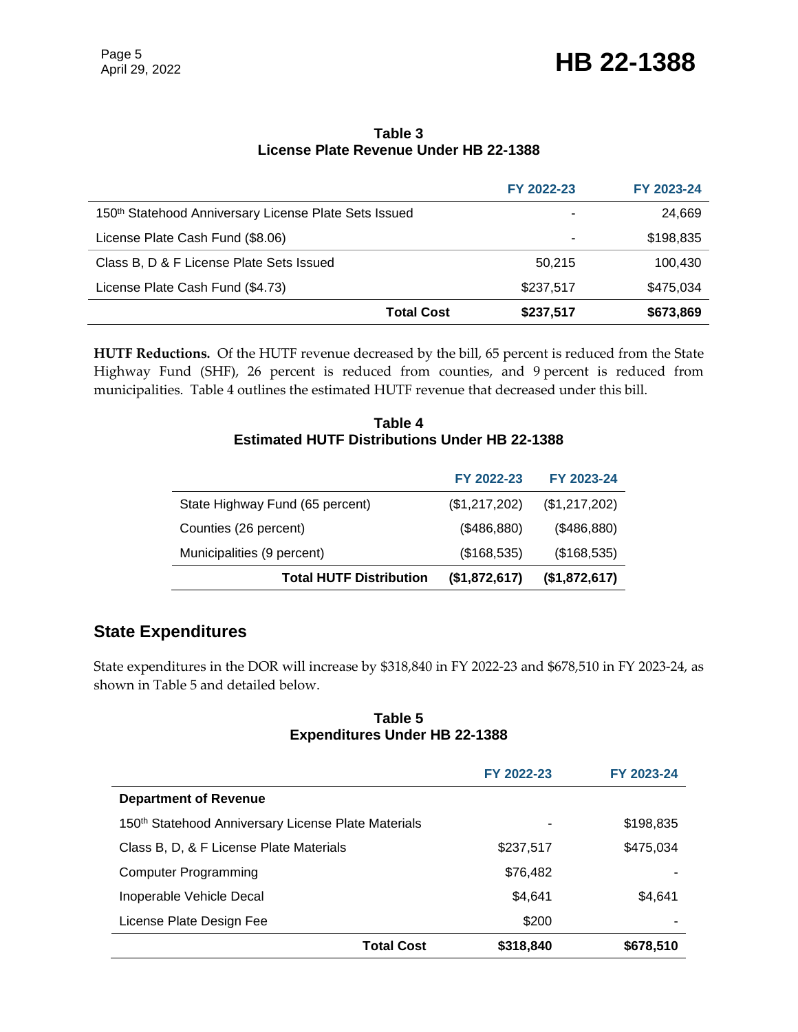**Table 3**
**License Plate Revenue Under HB 22-1388**

| | FY 2022-23 | FY 2023-24 |
|---|---|---|
| 150th Statehood Anniversary License Plate Sets Issued | - | 24,669 |
| License Plate Cash Fund ($8.06) | - | $198,835 |
| Class B, D & F License Plate Sets Issued | 50,215 | 100,430 |
| License Plate Cash Fund ($4.73) | $237,517 | $475,034 |
| **Total Cost** | **$237,517** | **$673,869** |

**HUTF Reductions.** Of the HUTF revenue decreased by the bill, 65 percent is reduced from the State Highway Fund (SHF), 26 percent is reduced from counties, and 9 percent is reduced from municipalities. Table 4 outlines the estimated HUTF revenue that decreased under this bill.

**Table 4**
**Estimated HUTF Distributions Under HB 22-1388**

| | FY 2022-23 | FY 2023-24 |
|---|---|---|
| State Highway Fund (65 percent) | ($1,217,202) | ($1,217,202) |
| Counties (26 percent) | ($486,880) | ($486,880) |
| Municipalities (9 percent) | ($168,535) | ($168,535) |
| **Total HUTF Distribution** | **($1,872,617)** | **($1,872,617)** |

## State Expenditures

State expenditures in the DOR will increase by $318,840 in FY 2022-23 and $678,510 in FY 2023-24, as shown in Table 5 and detailed below.

**Table 5**
**Expenditures Under HB 22-1388**

| | FY 2022-23 | FY 2023-24 |
|---|---|---|
| **Department of Revenue** | | |
| 150th Statehood Anniversary License Plate Materials | - | $198,835 |
| Class B, D, & F License Plate Materials | $237,517 | $475,034 |
| Computer Programming | $76,482 | - |
| Inoperable Vehicle Decal | $4,641 | $4,641 |
| License Plate Design Fee | $200 | - |
| **Total Cost** | **$318,840** | **$678,510** |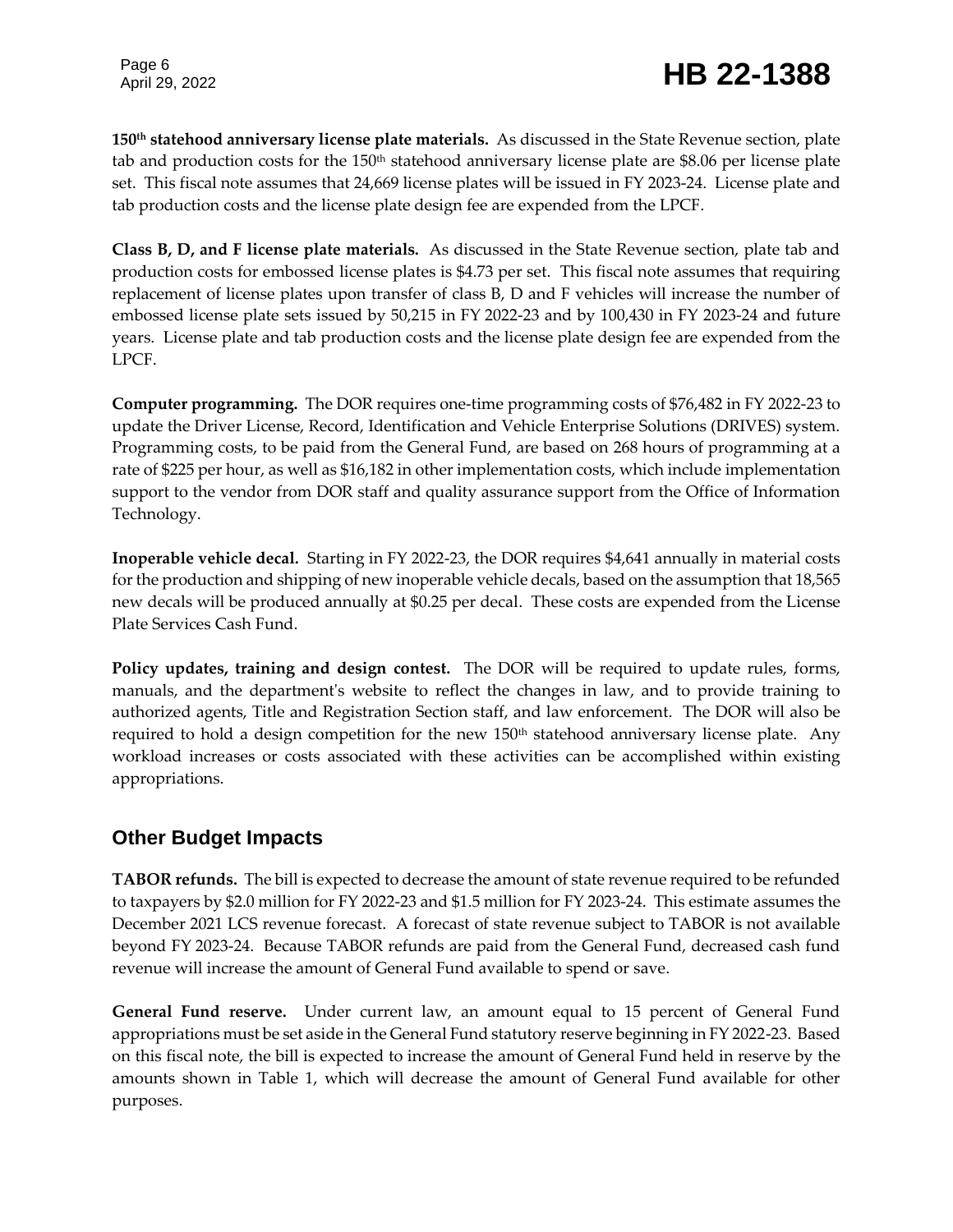**150th statehood anniversary license plate materials.** As discussed in the State Revenue section, plate tab and production costs for the 150th statehood anniversary license plate are $8.06 per license plate set. This fiscal note assumes that 24,669 license plates will be issued in FY 2023-24. License plate and tab production costs and the license plate design fee are expended from the LPCF.

**Class B, D, and F license plate materials.** As discussed in the State Revenue section, plate tab and production costs for embossed license plates is $4.73 per set. This fiscal note assumes that requiring replacement of license plates upon transfer of class B, D and F vehicles will increase the number of embossed license plate sets issued by 50,215 in FY 2022-23 and by 100,430 in FY 2023-24 and future years. License plate and tab production costs and the license plate design fee are expended from the LPCF.

**Computer programming.** The DOR requires one-time programming costs of $76,482 in FY 2022-23 to update the Driver License, Record, Identification and Vehicle Enterprise Solutions (DRIVES) system. Programming costs, to be paid from the General Fund, are based on 268 hours of programming at a rate of $225 per hour, as well as $16,182 in other implementation costs, which include implementation support to the vendor from DOR staff and quality assurance support from the Office of Information Technology.

**Inoperable vehicle decal.** Starting in FY 2022-23, the DOR requires $4,641 annually in material costs for the production and shipping of new inoperable vehicle decals, based on the assumption that 18,565 new decals will be produced annually at $0.25 per decal. These costs are expended from the License Plate Services Cash Fund.

**Policy updates, training and design contest.** The DOR will be required to update rules, forms, manuals, and the department's website to reflect the changes in law, and to provide training to authorized agents, Title and Registration Section staff, and law enforcement. The DOR will also be required to hold a design competition for the new 150th statehood anniversary license plate. Any workload increases or costs associated with these activities can be accomplished within existing appropriations.

## Other Budget Impacts

**TABOR refunds.** The bill is expected to decrease the amount of state revenue required to be refunded to taxpayers by $2.0 million for FY 2022-23 and $1.5 million for FY 2023-24. This estimate assumes the December 2021 LCS revenue forecast. A forecast of state revenue subject to TABOR is not available beyond FY 2023-24. Because TABOR refunds are paid from the General Fund, decreased cash fund revenue will increase the amount of General Fund available to spend or save.

**General Fund reserve.** Under current law, an amount equal to 15 percent of General Fund appropriations must be set aside in the General Fund statutory reserve beginning in FY 2022-23. Based on this fiscal note, the bill is expected to increase the amount of General Fund held in reserve by the amounts shown in Table 1, which will decrease the amount of General Fund available for other purposes.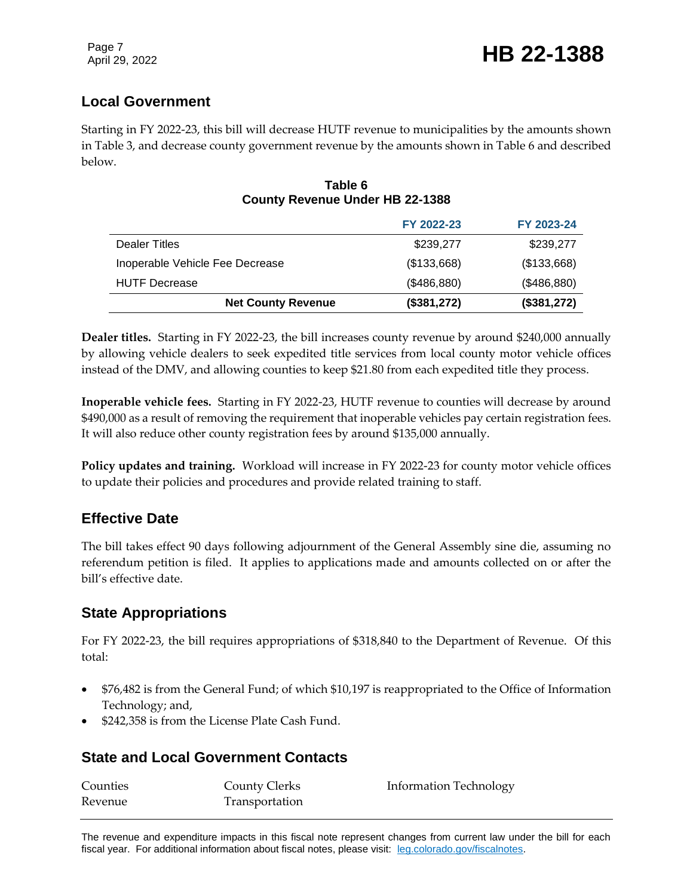## Local Government

Starting in FY 2022-23, this bill will decrease HUTF revenue to municipalities by the amounts shown in Table 3, and decrease county government revenue by the amounts shown in Table 6 and described below.

**Table 6**
**County Revenue Under HB 22-1388**

| | FY 2022-23 | FY 2023-24 |
|---|---|---|
| Dealer Titles | $239,277 | $239,277 |
| Inoperable Vehicle Fee Decrease | ($133,668) | ($133,668) |
| HUTF Decrease | ($486,880) | ($486,880) |
| **Net County Revenue** | **($381,272)** | **($381,272)** |

**Dealer titles.** Starting in FY 2022-23, the bill increases county revenue by around $240,000 annually by allowing vehicle dealers to seek expedited title services from local county motor vehicle offices instead of the DMV, and allowing counties to keep $21.80 from each expedited title they process.

**Inoperable vehicle fees.** Starting in FY 2022-23, HUTF revenue to counties will decrease by around $490,000 as a result of removing the requirement that inoperable vehicles pay certain registration fees. It will also reduce other county registration fees by around $135,000 annually.

**Policy updates and training.** Workload will increase in FY 2022-23 for county motor vehicle offices to update their policies and procedures and provide related training to staff.

## Effective Date

The bill takes effect 90 days following adjournment of the General Assembly sine die, assuming no referendum petition is filed. It applies to applications made and amounts collected on or after the bill's effective date.

## State Appropriations

For FY 2022-23, the bill requires appropriations of $318,840 to the Department of Revenue. Of this total:

- $76,482 is from the General Fund; of which $10,197 is reappropriated to the Office of Information Technology; and,
- $242,358 is from the License Plate Cash Fund.

## State and Local Government Contacts

| | | |
|---|---|---|
| Counties | County Clerks | Information Technology |
| Revenue | Transportation | |

The revenue and expenditure impacts in this fiscal note represent changes from current law under the bill for each fiscal year. For additional information about fiscal notes, please visit: leg.colorado.gov/fiscalnotes.